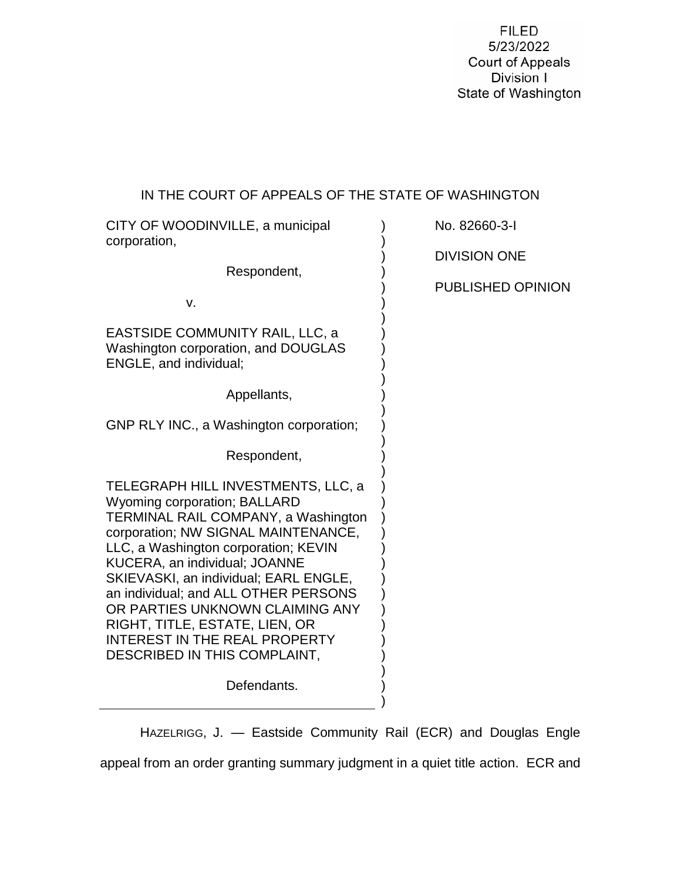FILED
5/23/2022
Court of Appeals
Division I
State of Washington

IN THE COURT OF APPEALS OF THE STATE OF WASHINGTON

| | |
|---|---|
| CITY OF WOODINVILLE, a municipal corporation,<br><br>Respondent,<br><br>v.<br><br>EASTSIDE COMMUNITY RAIL, LLC, a Washington corporation, and DOUGLAS ENGLE, and individual;<br><br>Appellants,<br><br>GNP RLY INC., a Washington corporation;<br><br>Respondent,<br><br>TELEGRAPH HILL INVESTMENTS, LLC, a Wyoming corporation; BALLARD TERMINAL RAIL COMPANY, a Washington corporation; NW SIGNAL MAINTENANCE, LLC, a Washington corporation; KEVIN KUCERA, an individual; JOANNE SKIEVASKI, an individual; EARL ENGLE, an individual; and ALL OTHER PERSONS OR PARTIES UNKNOWN CLAIMING ANY RIGHT, TITLE, ESTATE, LIEN, OR INTEREST IN THE REAL PROPERTY DESCRIBED IN THIS COMPLAINT,<br><br>Defendants. | No. 82660-3-I<br><br>DIVISION ONE<br><br>PUBLISHED OPINION |

HAZELRIGG, J. — Eastside Community Rail (ECR) and Douglas Engle appeal from an order granting summary judgment in a quiet title action. ECR and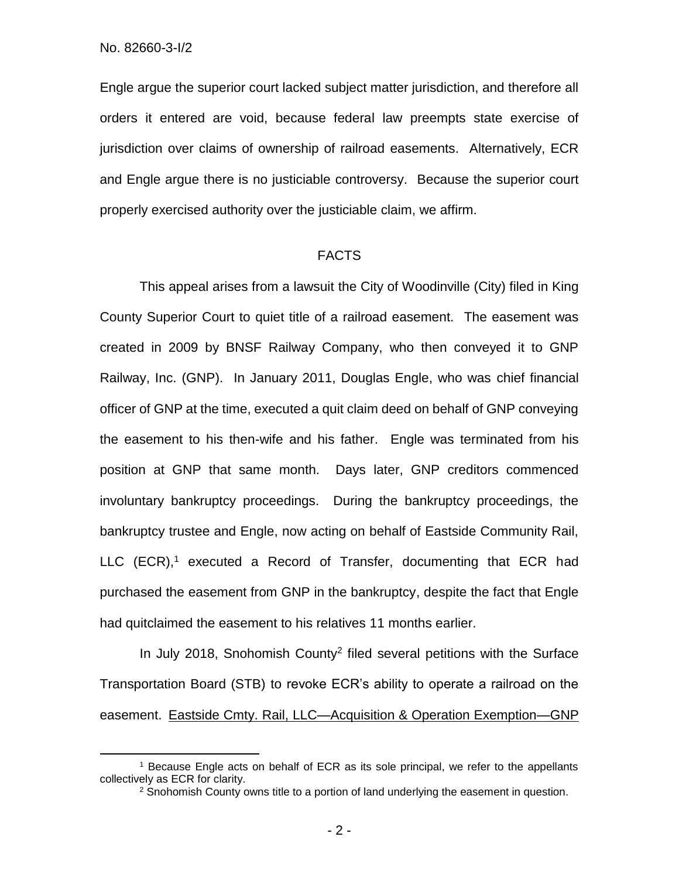Engle argue the superior court lacked subject matter jurisdiction, and therefore all orders it entered are void, because federal law preempts state exercise of jurisdiction over claims of ownership of railroad easements. Alternatively, ECR and Engle argue there is no justiciable controversy. Because the superior court properly exercised authority over the justiciable claim, we affirm.

## FACTS

This appeal arises from a lawsuit the City of Woodinville (City) filed in King County Superior Court to quiet title of a railroad easement. The easement was created in 2009 by BNSF Railway Company, who then conveyed it to GNP Railway, Inc. (GNP). In January 2011, Douglas Engle, who was chief financial officer of GNP at the time, executed a quit claim deed on behalf of GNP conveying the easement to his then-wife and his father. Engle was terminated from his position at GNP that same month. Days later, GNP creditors commenced involuntary bankruptcy proceedings. During the bankruptcy proceedings, the bankruptcy trustee and Engle, now acting on behalf of Eastside Community Rail, LLC (ECR),[1] executed a Record of Transfer, documenting that ECR had purchased the easement from GNP in the bankruptcy, despite the fact that Engle had quitclaimed the easement to his relatives 11 months earlier.

In July 2018, Snohomish County[2] filed several petitions with the Surface Transportation Board (STB) to revoke ECR's ability to operate a railroad on the easement. Eastside Cmty. Rail, LLC—Acquisition & Operation Exemption—GNP

---

[1] Because Engle acts on behalf of ECR as its sole principal, we refer to the appellants collectively as ECR for clarity.

[2] Snohomish County owns title to a portion of land underlying the easement in question.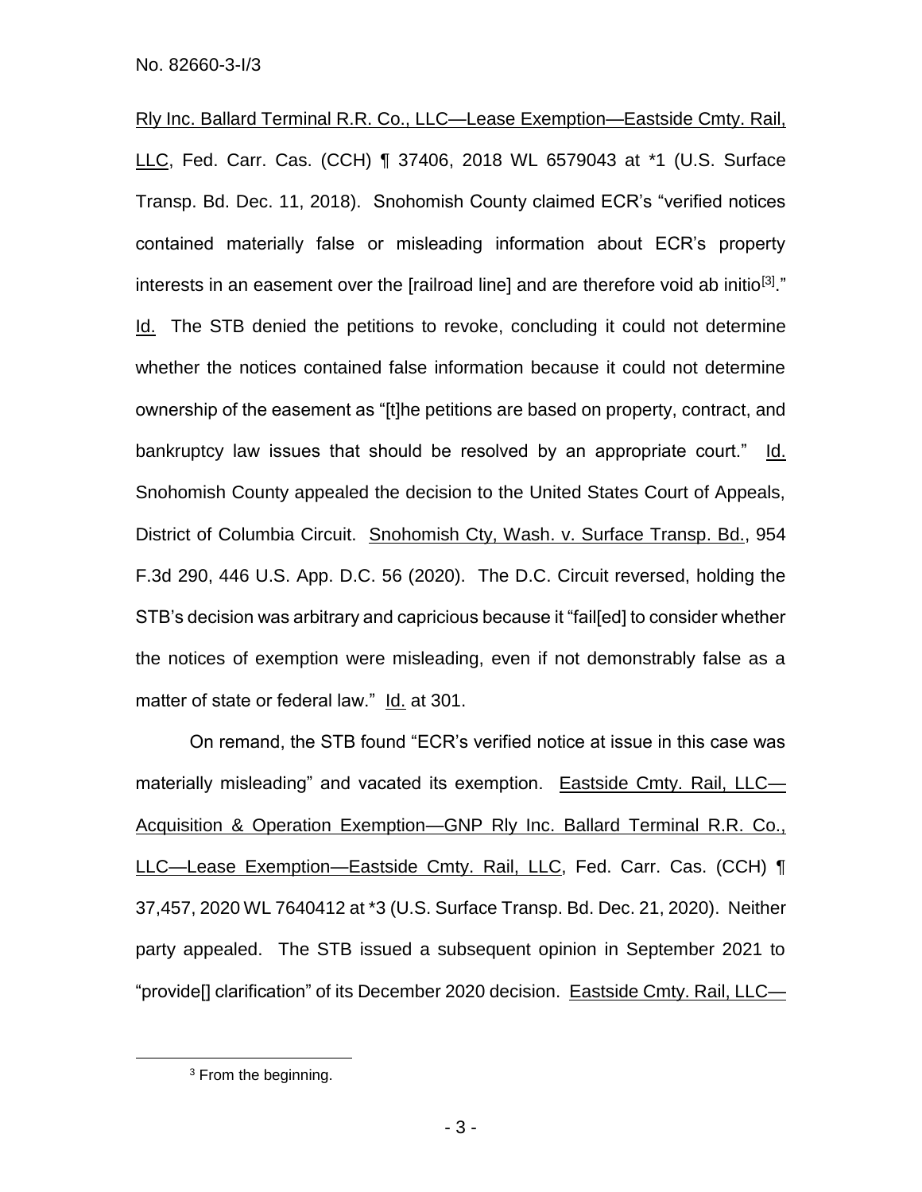Rly Inc. Ballard Terminal R.R. Co., LLC—Lease Exemption—Eastside Cmty. Rail, LLC, Fed. Carr. Cas. (CCH) ¶ 37406, 2018 WL 6579043 at *1 (U.S. Surface Transp. Bd. Dec. 11, 2018). Snohomish County claimed ECR's "verified notices contained materially false or misleading information about ECR's property interests in an easement over the [railroad line] and are therefore void ab initio[3]." Id. The STB denied the petitions to revoke, concluding it could not determine whether the notices contained false information because it could not determine ownership of the easement as "[t]he petitions are based on property, contract, and bankruptcy law issues that should be resolved by an appropriate court." Id. Snohomish County appealed the decision to the United States Court of Appeals, District of Columbia Circuit. Snohomish Cty, Wash. v. Surface Transp. Bd., 954 F.3d 290, 446 U.S. App. D.C. 56 (2020). The D.C. Circuit reversed, holding the STB's decision was arbitrary and capricious because it "fail[ed] to consider whether the notices of exemption were misleading, even if not demonstrably false as a matter of state or federal law." Id. at 301.

On remand, the STB found "ECR's verified notice at issue in this case was materially misleading" and vacated its exemption. Eastside Cmty. Rail, LLC—Acquisition & Operation Exemption—GNP Rly Inc. Ballard Terminal R.R. Co., LLC—Lease Exemption—Eastside Cmty. Rail, LLC, Fed. Carr. Cas. (CCH) ¶ 37,457, 2020 WL 7640412 at *3 (U.S. Surface Transp. Bd. Dec. 21, 2020). Neither party appealed. The STB issued a subsequent opinion in September 2021 to "provide[] clarification" of its December 2020 decision. Eastside Cmty. Rail, LLC—

[3] From the beginning.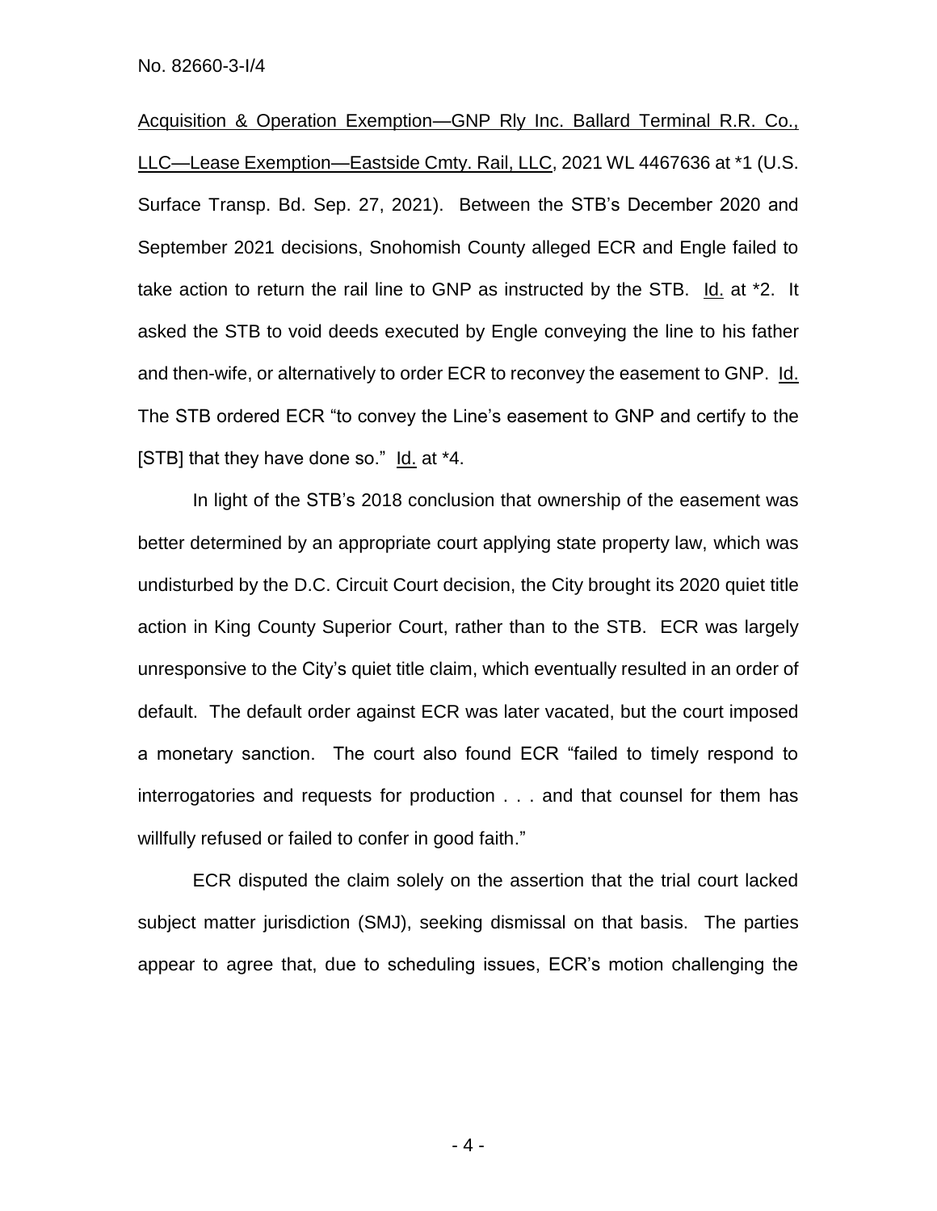Acquisition & Operation Exemption—GNP Rly Inc. Ballard Terminal R.R. Co., LLC—Lease Exemption—Eastside Cmty. Rail, LLC, 2021 WL 4467636 at *1 (U.S. Surface Transp. Bd. Sep. 27, 2021). Between the STB's December 2020 and September 2021 decisions, Snohomish County alleged ECR and Engle failed to take action to return the rail line to GNP as instructed by the STB. Id. at *2. It asked the STB to void deeds executed by Engle conveying the line to his father and then-wife, or alternatively to order ECR to reconvey the easement to GNP. Id. The STB ordered ECR "to convey the Line's easement to GNP and certify to the [STB] that they have done so." Id. at *4.

In light of the STB's 2018 conclusion that ownership of the easement was better determined by an appropriate court applying state property law, which was undisturbed by the D.C. Circuit Court decision, the City brought its 2020 quiet title action in King County Superior Court, rather than to the STB. ECR was largely unresponsive to the City's quiet title claim, which eventually resulted in an order of default. The default order against ECR was later vacated, but the court imposed a monetary sanction. The court also found ECR "failed to timely respond to interrogatories and requests for production . . . and that counsel for them has willfully refused or failed to confer in good faith."

ECR disputed the claim solely on the assertion that the trial court lacked subject matter jurisdiction (SMJ), seeking dismissal on that basis. The parties appear to agree that, due to scheduling issues, ECR's motion challenging the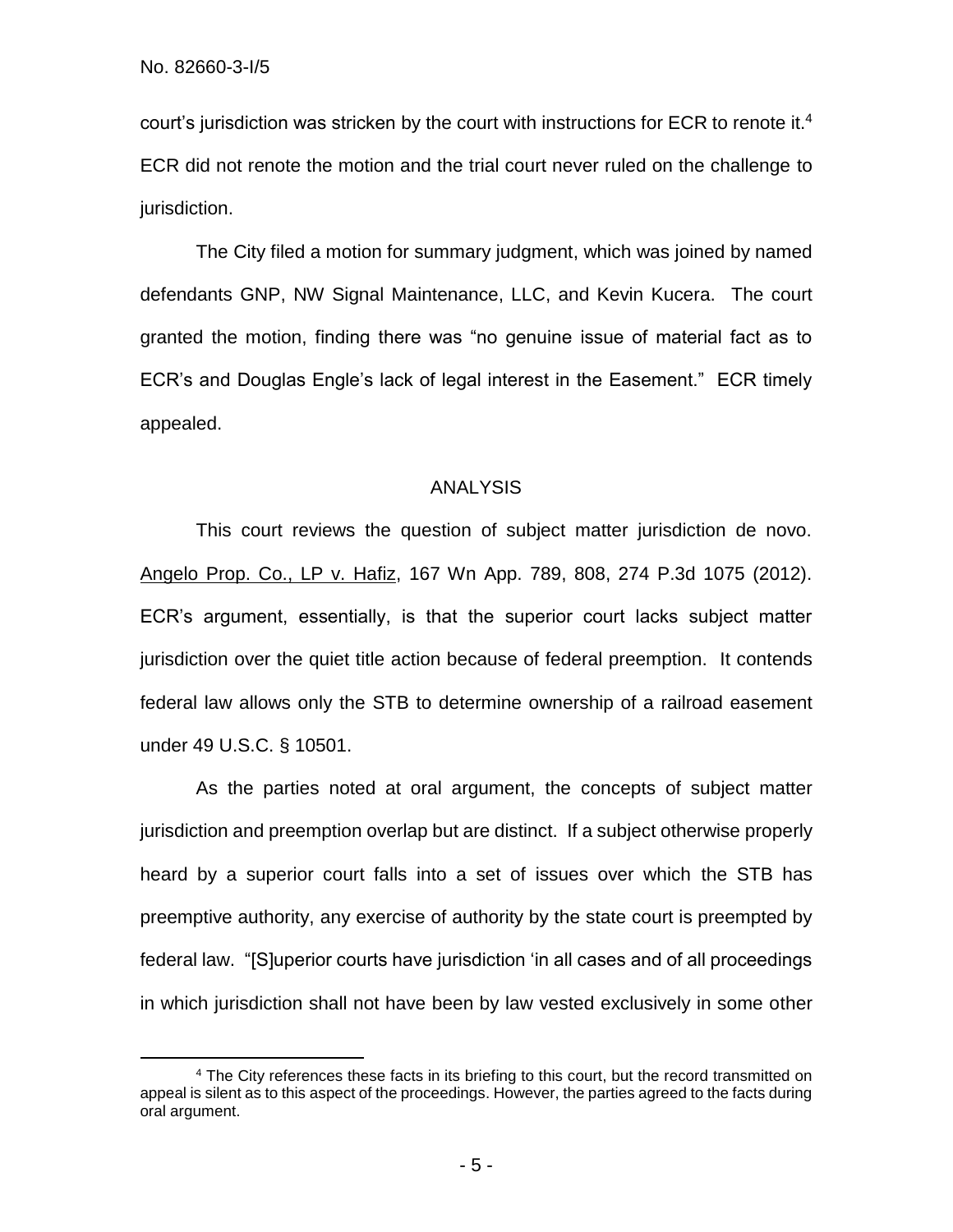court's jurisdiction was stricken by the court with instructions for ECR to renote it.[4] ECR did not renote the motion and the trial court never ruled on the challenge to jurisdiction.

The City filed a motion for summary judgment, which was joined by named defendants GNP, NW Signal Maintenance, LLC, and Kevin Kucera. The court granted the motion, finding there was "no genuine issue of material fact as to ECR's and Douglas Engle's lack of legal interest in the Easement." ECR timely appealed.

## ANALYSIS

This court reviews the question of subject matter jurisdiction de novo. Angelo Prop. Co., LP v. Hafiz, 167 Wn App. 789, 808, 274 P.3d 1075 (2012). ECR's argument, essentially, is that the superior court lacks subject matter jurisdiction over the quiet title action because of federal preemption. It contends federal law allows only the STB to determine ownership of a railroad easement under 49 U.S.C. § 10501.

As the parties noted at oral argument, the concepts of subject matter jurisdiction and preemption overlap but are distinct. If a subject otherwise properly heard by a superior court falls into a set of issues over which the STB has preemptive authority, any exercise of authority by the state court is preempted by federal law. "[S]uperior courts have jurisdiction 'in all cases and of all proceedings in which jurisdiction shall not have been by law vested exclusively in some other

[4] The City references these facts in its briefing to this court, but the record transmitted on appeal is silent as to this aspect of the proceedings. However, the parties agreed to the facts during oral argument.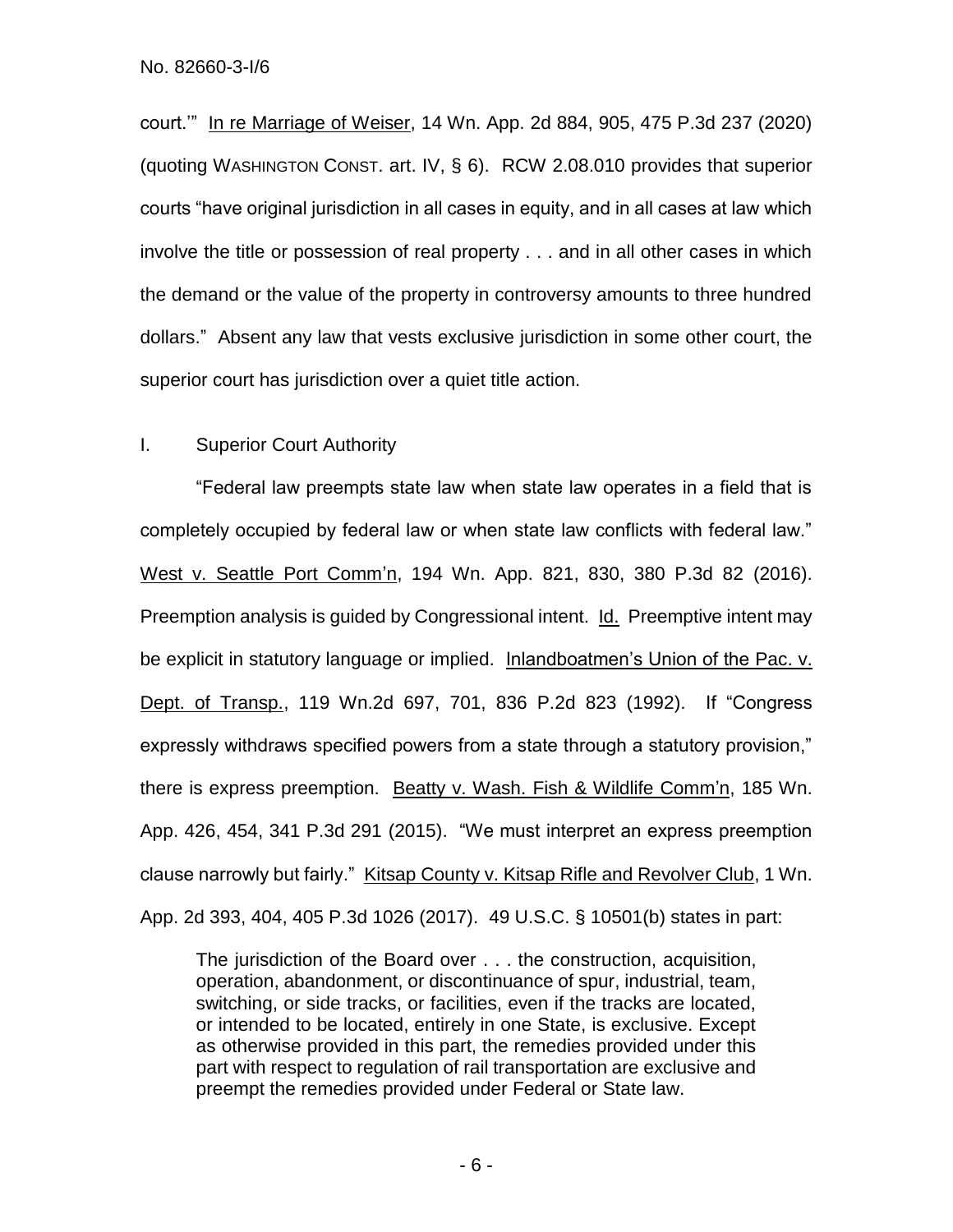court.'" In re Marriage of Weiser, 14 Wn. App. 2d 884, 905, 475 P.3d 237 (2020) (quoting WASHINGTON CONST. art. IV, § 6). RCW 2.08.010 provides that superior courts "have original jurisdiction in all cases in equity, and in all cases at law which involve the title or possession of real property . . . and in all other cases in which the demand or the value of the property in controversy amounts to three hundred dollars." Absent any law that vests exclusive jurisdiction in some other court, the superior court has jurisdiction over a quiet title action.

## I. Superior Court Authority

"Federal law preempts state law when state law operates in a field that is completely occupied by federal law or when state law conflicts with federal law." West v. Seattle Port Comm'n, 194 Wn. App. 821, 830, 380 P.3d 82 (2016). Preemption analysis is guided by Congressional intent. Id. Preemptive intent may be explicit in statutory language or implied. Inlandboatmen's Union of the Pac. v. Dept. of Transp., 119 Wn.2d 697, 701, 836 P.2d 823 (1992). If "Congress expressly withdraws specified powers from a state through a statutory provision," there is express preemption. Beatty v. Wash. Fish & Wildlife Comm'n, 185 Wn. App. 426, 454, 341 P.3d 291 (2015). "We must interpret an express preemption clause narrowly but fairly." Kitsap County v. Kitsap Rifle and Revolver Club, 1 Wn. App. 2d 393, 404, 405 P.3d 1026 (2017). 49 U.S.C. § 10501(b) states in part:

> The jurisdiction of the Board over . . . the construction, acquisition, operation, abandonment, or discontinuance of spur, industrial, team, switching, or side tracks, or facilities, even if the tracks are located, or intended to be located, entirely in one State, is exclusive. Except as otherwise provided in this part, the remedies provided under this part with respect to regulation of rail transportation are exclusive and preempt the remedies provided under Federal or State law.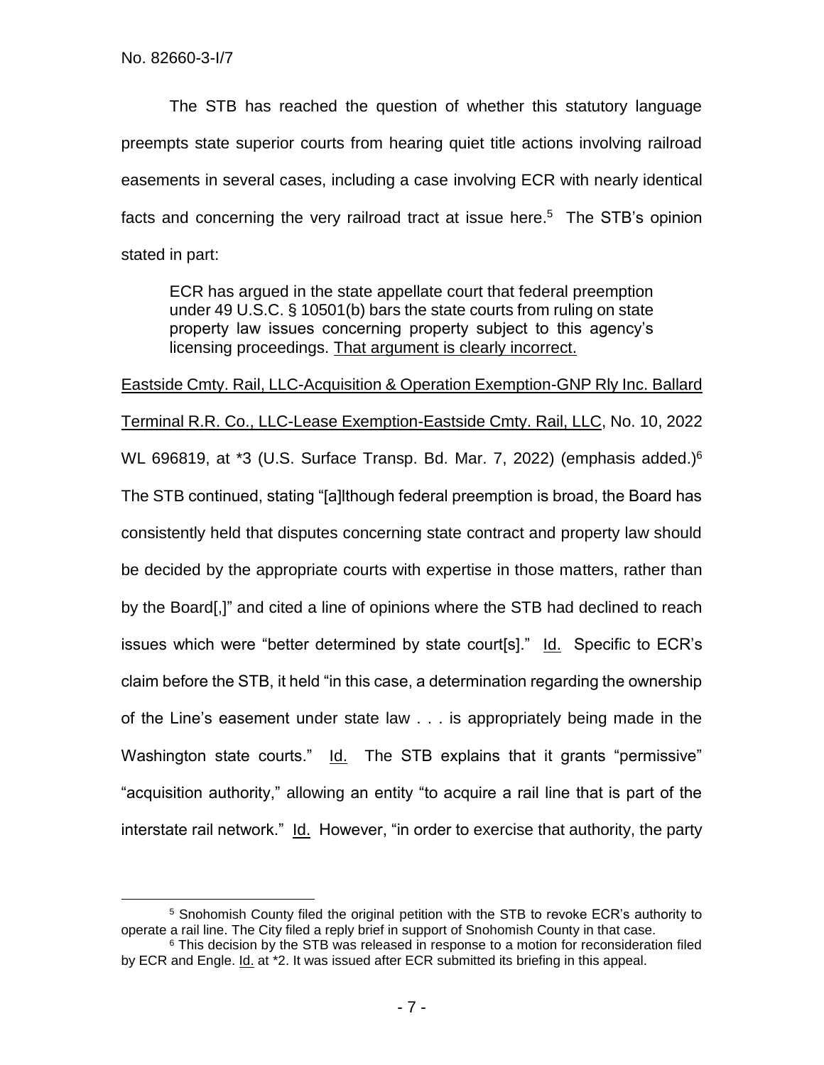The STB has reached the question of whether this statutory language preempts state superior courts from hearing quiet title actions involving railroad easements in several cases, including a case involving ECR with nearly identical facts and concerning the very railroad tract at issue here.[5] The STB's opinion stated in part:

> ECR has argued in the state appellate court that federal preemption under 49 U.S.C. § 10501(b) bars the state courts from ruling on state property law issues concerning property subject to this agency's licensing proceedings. <u>That argument is clearly incorrect.</u>

<u>Eastside Cmty. Rail, LLC-Acquisition & Operation Exemption-GNP Rly Inc. Ballard Terminal R.R. Co., LLC-Lease Exemption-Eastside Cmty. Rail, LLC</u>, No. 10, 2022 WL 696819, at *3 (U.S. Surface Transp. Bd. Mar. 7, 2022) (emphasis added.)[6] The STB continued, stating "[a]lthough federal preemption is broad, the Board has consistently held that disputes concerning state contract and property law should be decided by the appropriate courts with expertise in those matters, rather than by the Board[,]" and cited a line of opinions where the STB had declined to reach issues which were "better determined by state court[s]." <u>Id.</u> Specific to ECR's claim before the STB, it held "in this case, a determination regarding the ownership of the Line's easement under state law . . . is appropriately being made in the Washington state courts." <u>Id.</u> The STB explains that it grants "permissive" "acquisition authority," allowing an entity "to acquire a rail line that is part of the interstate rail network." <u>Id.</u> However, "in order to exercise that authority, the party

---

[5] Snohomish County filed the original petition with the STB to revoke ECR's authority to operate a rail line. The City filed a reply brief in support of Snohomish County in that case.

[6] This decision by the STB was released in response to a motion for reconsideration filed by ECR and Engle. <u>Id.</u> at *2. It was issued after ECR submitted its briefing in this appeal.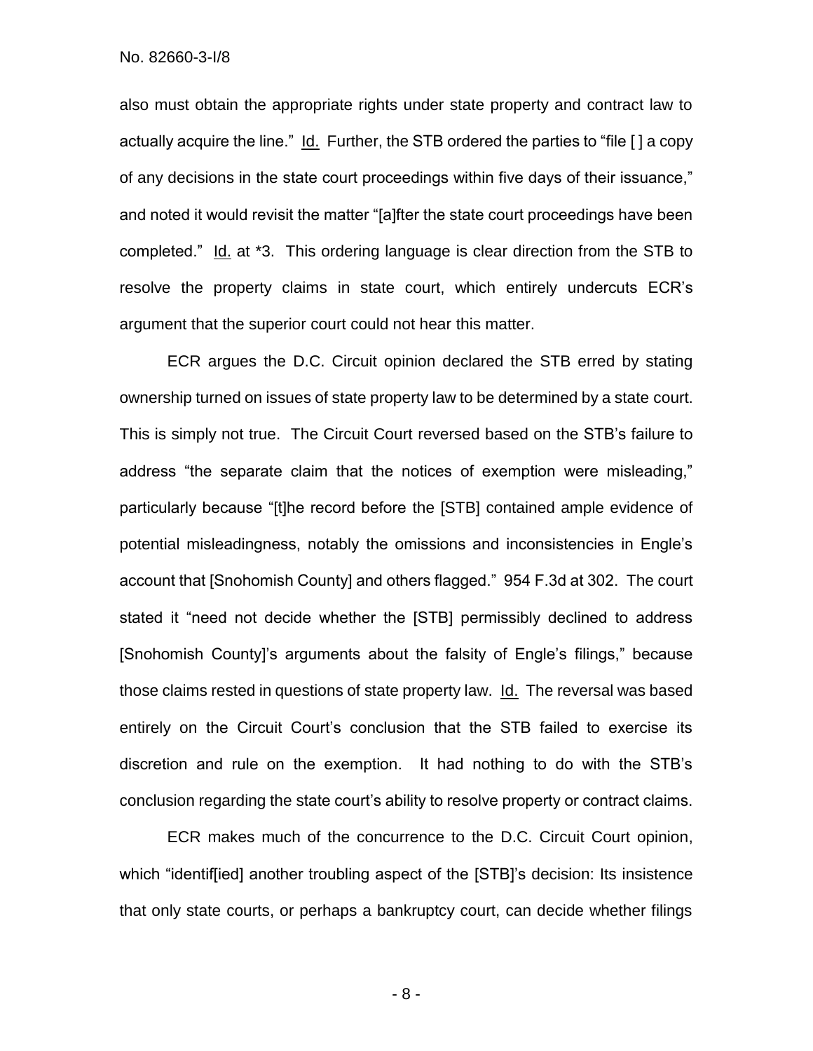also must obtain the appropriate rights under state property and contract law to actually acquire the line." Id. Further, the STB ordered the parties to "file [ ] a copy of any decisions in the state court proceedings within five days of their issuance," and noted it would revisit the matter "[a]fter the state court proceedings have been completed." Id. at *3. This ordering language is clear direction from the STB to resolve the property claims in state court, which entirely undercuts ECR's argument that the superior court could not hear this matter.

ECR argues the D.C. Circuit opinion declared the STB erred by stating ownership turned on issues of state property law to be determined by a state court. This is simply not true. The Circuit Court reversed based on the STB's failure to address "the separate claim that the notices of exemption were misleading," particularly because "[t]he record before the [STB] contained ample evidence of potential misleadingness, notably the omissions and inconsistencies in Engle's account that [Snohomish County] and others flagged." 954 F.3d at 302. The court stated it "need not decide whether the [STB] permissibly declined to address [Snohomish County]'s arguments about the falsity of Engle's filings," because those claims rested in questions of state property law. Id. The reversal was based entirely on the Circuit Court's conclusion that the STB failed to exercise its discretion and rule on the exemption. It had nothing to do with the STB's conclusion regarding the state court's ability to resolve property or contract claims.

ECR makes much of the concurrence to the D.C. Circuit Court opinion, which "identif[ied] another troubling aspect of the [STB]'s decision: Its insistence that only state courts, or perhaps a bankruptcy court, can decide whether filings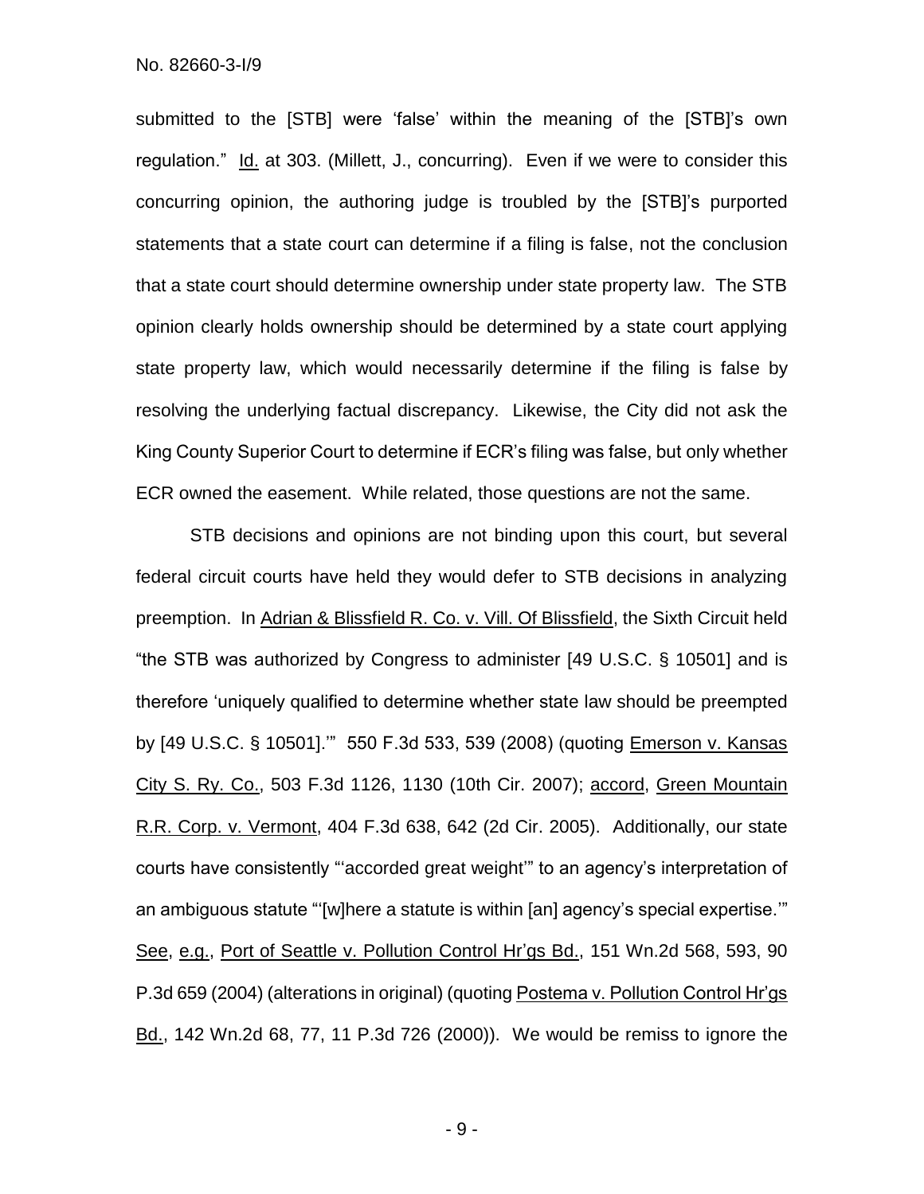submitted to the [STB] were 'false' within the meaning of the [STB]'s own regulation." Id. at 303. (Millett, J., concurring). Even if we were to consider this concurring opinion, the authoring judge is troubled by the [STB]'s purported statements that a state court can determine if a filing is false, not the conclusion that a state court should determine ownership under state property law. The STB opinion clearly holds ownership should be determined by a state court applying state property law, which would necessarily determine if the filing is false by resolving the underlying factual discrepancy. Likewise, the City did not ask the King County Superior Court to determine if ECR's filing was false, but only whether ECR owned the easement. While related, those questions are not the same.

STB decisions and opinions are not binding upon this court, but several federal circuit courts have held they would defer to STB decisions in analyzing preemption. In Adrian & Blissfield R. Co. v. Vill. Of Blissfield, the Sixth Circuit held "the STB was authorized by Congress to administer [49 U.S.C. § 10501] and is therefore 'uniquely qualified to determine whether state law should be preempted by [49 U.S.C. § 10501].'" 550 F.3d 533, 539 (2008) (quoting Emerson v. Kansas City S. Ry. Co., 503 F.3d 1126, 1130 (10th Cir. 2007); accord, Green Mountain R.R. Corp. v. Vermont, 404 F.3d 638, 642 (2d Cir. 2005). Additionally, our state courts have consistently "'accorded great weight'" to an agency's interpretation of an ambiguous statute "'[w]here a statute is within [an] agency's special expertise.'" See, e.g., Port of Seattle v. Pollution Control Hr'gs Bd., 151 Wn.2d 568, 593, 90 P.3d 659 (2004) (alterations in original) (quoting Postema v. Pollution Control Hr'gs Bd., 142 Wn.2d 68, 77, 11 P.3d 726 (2000)). We would be remiss to ignore the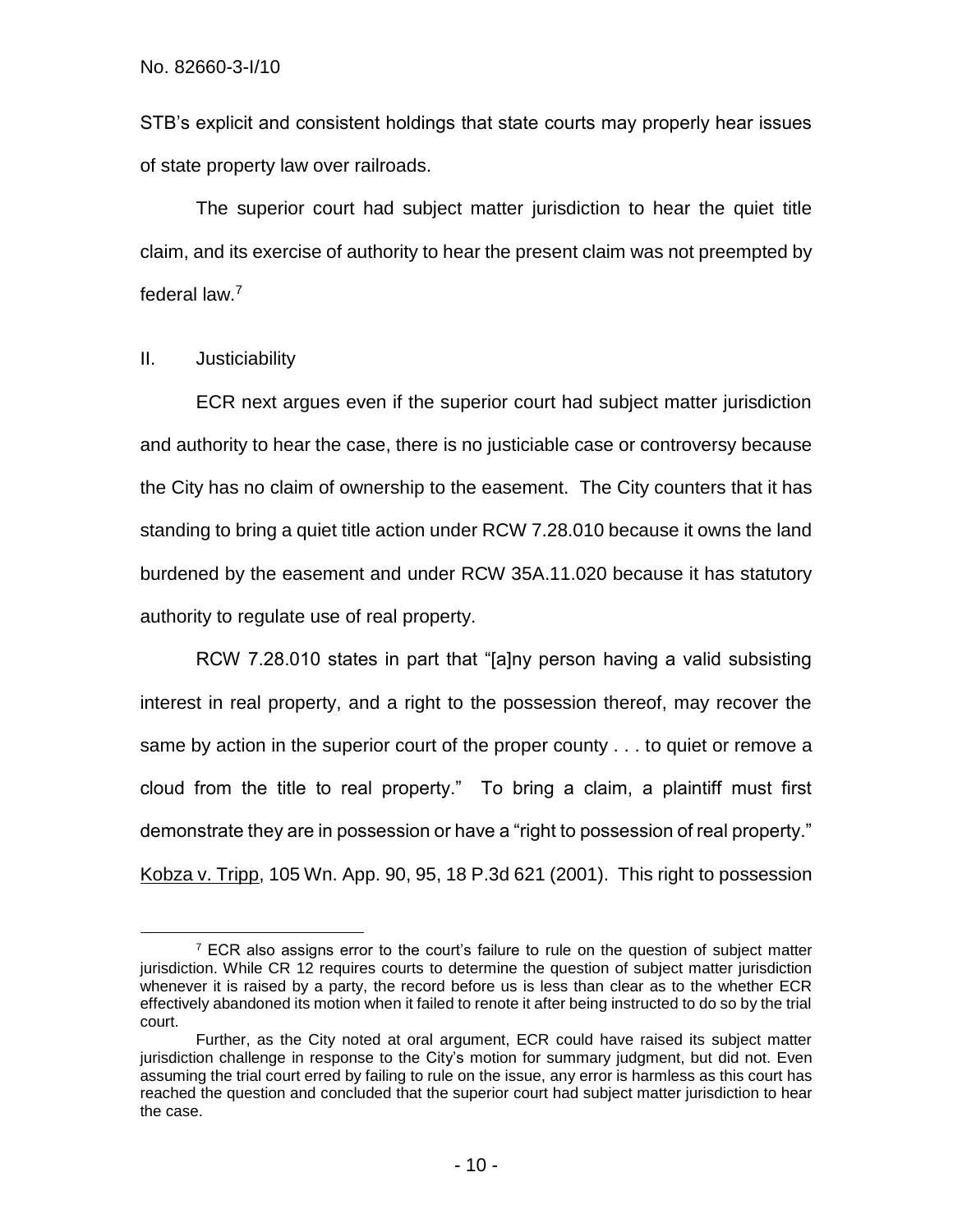STB's explicit and consistent holdings that state courts may properly hear issues of state property law over railroads.

The superior court had subject matter jurisdiction to hear the quiet title claim, and its exercise of authority to hear the present claim was not preempted by federal law.[7]

## II. Justiciability

ECR next argues even if the superior court had subject matter jurisdiction and authority to hear the case, there is no justiciable case or controversy because the City has no claim of ownership to the easement. The City counters that it has standing to bring a quiet title action under RCW 7.28.010 because it owns the land burdened by the easement and under RCW 35A.11.020 because it has statutory authority to regulate use of real property.

RCW 7.28.010 states in part that "[a]ny person having a valid subsisting interest in real property, and a right to the possession thereof, may recover the same by action in the superior court of the proper county . . . to quiet or remove a cloud from the title to real property." To bring a claim, a plaintiff must first demonstrate they are in possession or have a "right to possession of real property." Kobza v. Tripp, 105 Wn. App. 90, 95, 18 P.3d 621 (2001). This right to possession

---

[7] ECR also assigns error to the court's failure to rule on the question of subject matter jurisdiction. While CR 12 requires courts to determine the question of subject matter jurisdiction whenever it is raised by a party, the record before us is less than clear as to the whether ECR effectively abandoned its motion when it failed to renote it after being instructed to do so by the trial court.

Further, as the City noted at oral argument, ECR could have raised its subject matter jurisdiction challenge in response to the City's motion for summary judgment, but did not. Even assuming the trial court erred by failing to rule on the issue, any error is harmless as this court has reached the question and concluded that the superior court had subject matter jurisdiction to hear the case.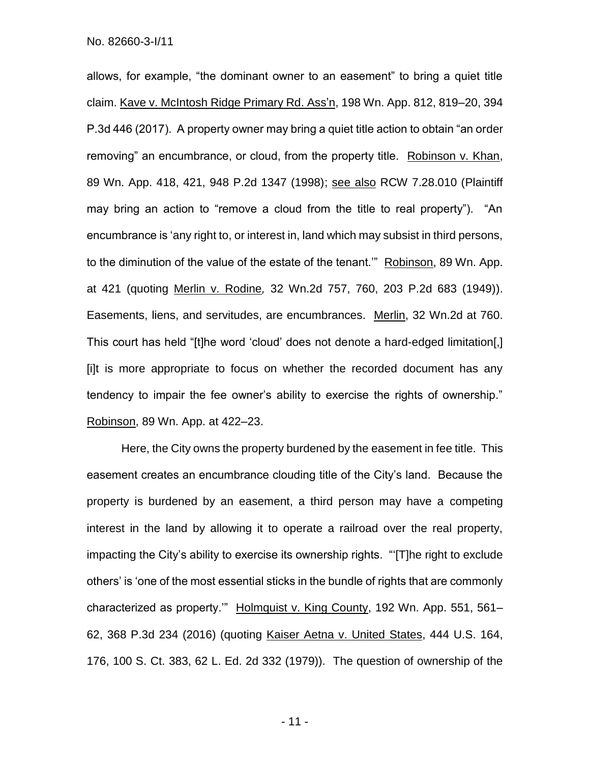allows, for example, "the dominant owner to an easement" to bring a quiet title claim. Kave v. McIntosh Ridge Primary Rd. Ass'n, 198 Wn. App. 812, 819–20, 394 P.3d 446 (2017). A property owner may bring a quiet title action to obtain "an order removing" an encumbrance, or cloud, from the property title. Robinson v. Khan, 89 Wn. App. 418, 421, 948 P.2d 1347 (1998); see also RCW 7.28.010 (Plaintiff may bring an action to "remove a cloud from the title to real property"). "An encumbrance is 'any right to, or interest in, land which may subsist in third persons, to the diminution of the value of the estate of the tenant.'" Robinson, 89 Wn. App. at 421 (quoting Merlin v. Rodine, 32 Wn.2d 757, 760, 203 P.2d 683 (1949)). Easements, liens, and servitudes, are encumbrances. Merlin, 32 Wn.2d at 760. This court has held "[t]he word 'cloud' does not denote a hard-edged limitation[,] [i]t is more appropriate to focus on whether the recorded document has any tendency to impair the fee owner's ability to exercise the rights of ownership." Robinson, 89 Wn. App. at 422–23.

Here, the City owns the property burdened by the easement in fee title. This easement creates an encumbrance clouding title of the City's land. Because the property is burdened by an easement, a third person may have a competing interest in the land by allowing it to operate a railroad over the real property, impacting the City's ability to exercise its ownership rights. "'[T]he right to exclude others' is 'one of the most essential sticks in the bundle of rights that are commonly characterized as property.'" Holmquist v. King County, 192 Wn. App. 551, 561–62, 368 P.3d 234 (2016) (quoting Kaiser Aetna v. United States, 444 U.S. 164, 176, 100 S. Ct. 383, 62 L. Ed. 2d 332 (1979)). The question of ownership of the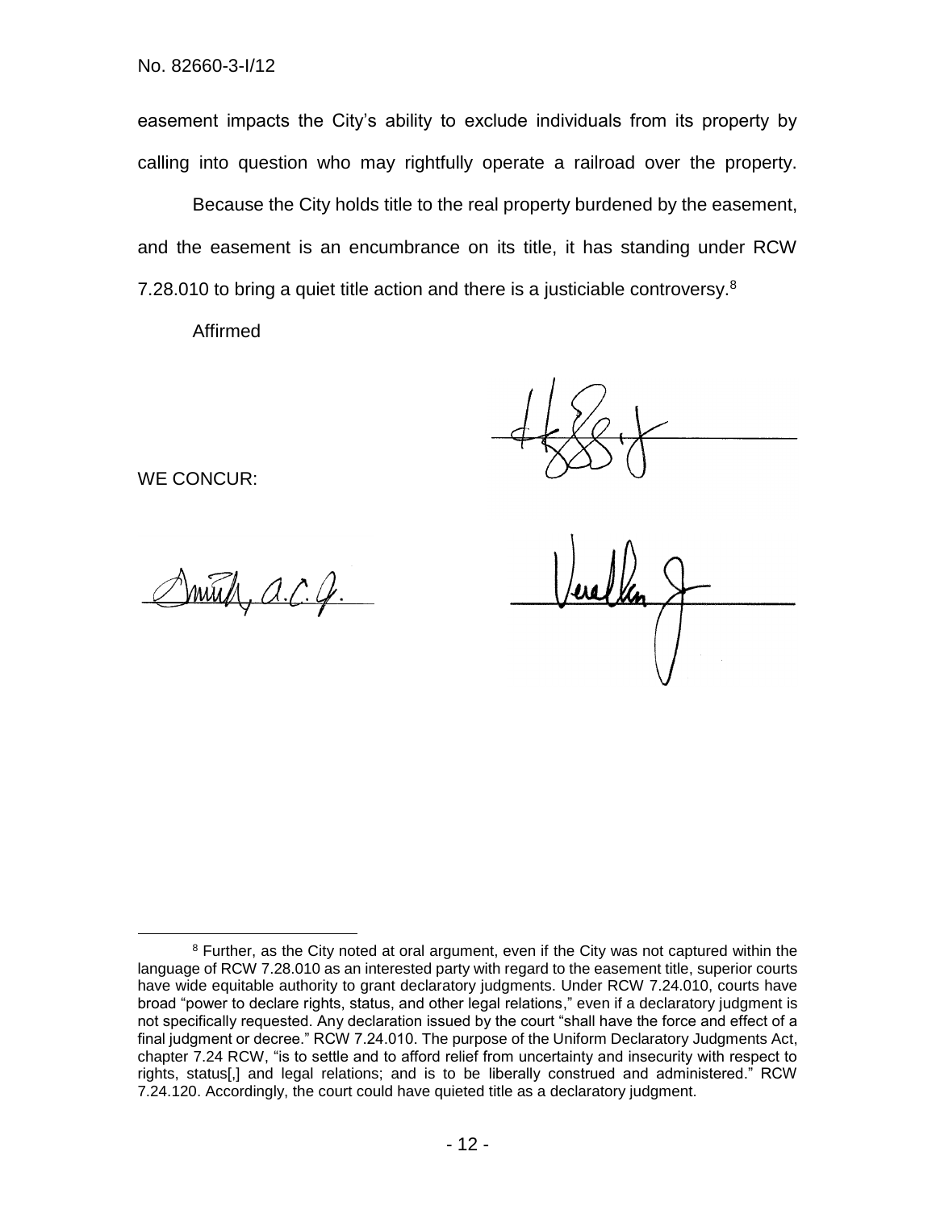easement impacts the City's ability to exclude individuals from its property by calling into question who may rightfully operate a railroad over the property.

Because the City holds title to the real property burdened by the easement, and the easement is an encumbrance on its title, it has standing under RCW 7.28.010 to bring a quiet title action and there is a justiciable controversy.[8]

Affirmed

WE CONCUR:

---

[8] Further, as the City noted at oral argument, even if the City was not captured within the language of RCW 7.28.010 as an interested party with regard to the easement title, superior courts have wide equitable authority to grant declaratory judgments. Under RCW 7.24.010, courts have broad "power to declare rights, status, and other legal relations," even if a declaratory judgment is not specifically requested. Any declaration issued by the court "shall have the force and effect of a final judgment or decree." RCW 7.24.010. The purpose of the Uniform Declaratory Judgments Act, chapter 7.24 RCW, "is to settle and to afford relief from uncertainty and insecurity with respect to rights, status[,] and legal relations; and is to be liberally construed and administered." RCW 7.24.120. Accordingly, the court could have quieted title as a declaratory judgment.